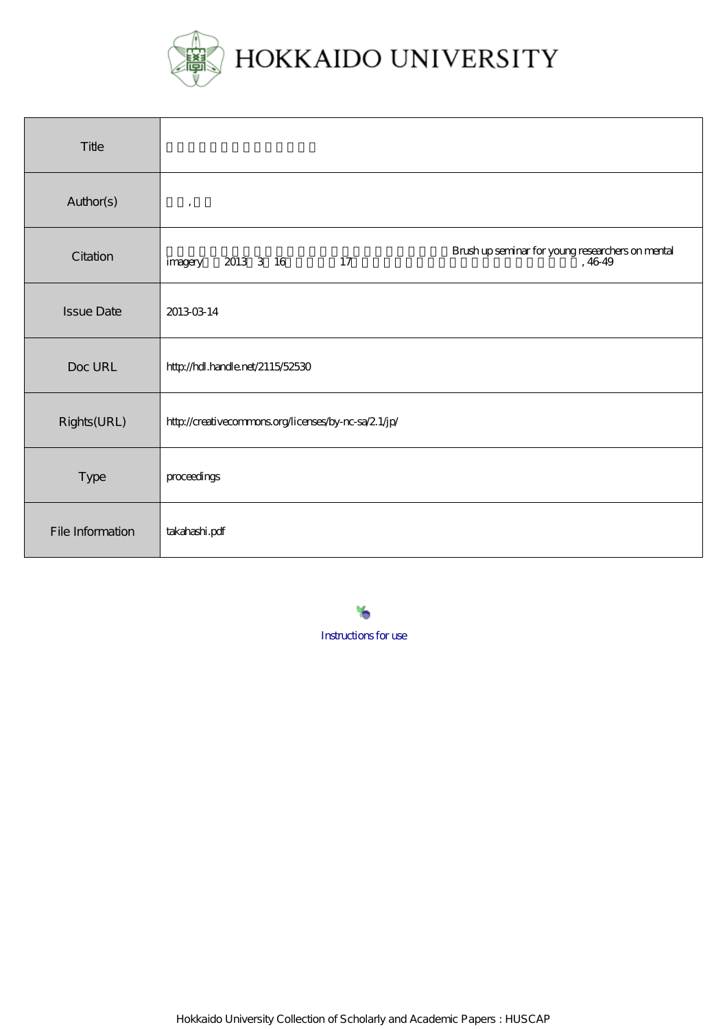# HOKKAIDO UNIVERSITY

| Title | |
|---|---|
| Author(s) | , |
| Citation | Brush up seminar for young researchers on mental imagery 2013 3 16 17 , 46-49 |
| Issue Date | 2013-03-14 |
| Doc URL | http://hdl.handle.net/2115/52530 |
| Rights(URL) | http://creativecommons.org/licenses/by-nc-sa/2.1/jp/ |
| Type | proceedings |
| File Information | takahashi.pdf |

Instructions for use

Hokkaido University Collection of Scholarly and Academic Papers : HUSCAP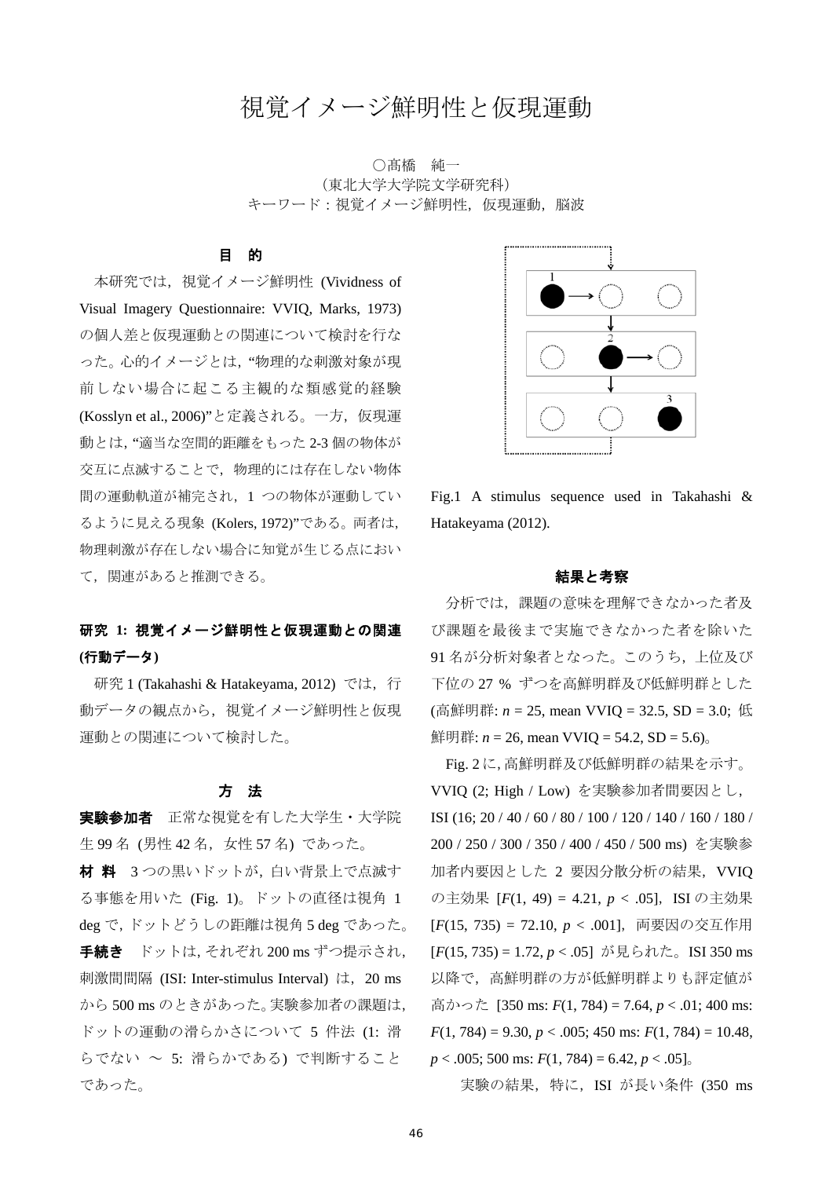# 視覚イメージ鮮明性と仮現運動

○髙橋　純一
（東北大学大学院文学研究科）
キーワード：視覚イメージ鮮明性，仮現運動，脳波

## 目　的

本研究では，視覚イメージ鮮明性 (Vividness of Visual Imagery Questionnaire: VVIQ, Marks, 1973) の個人差と仮現運動との関連について検討を行なった。心的イメージとは，“物理的な刺激対象が現前しない場合に起こる主観的な類感覚的経験 (Kosslyn et al., 2006)”と定義される。一方，仮現運動とは，“適当な空間的距離をもった 2-3 個の物体が交互に点滅することで，物理的には存在しない物体間の運動軌道が補完され，1 つの物体が運動しているように見える現象 (Kolers, 1972)”である。両者は，物理刺激が存在しない場合に知覚が生じる点において，関連があると推測できる。

## 研究 1: 視覚イメージ鮮明性と仮現運動との関連 (行動データ)

研究 1 (Takahashi & Hatakeyama, 2012) では，行動データの観点から，視覚イメージ鮮明性と仮現運動との関連について検討した。

## 方　法

**実験参加者**　正常な視覚を有した大学生・大学院生 99 名 (男性 42 名，女性 57 名) であった。

**材 料**　3 つの黒いドットが，白い背景上で点滅する事態を用いた (Fig. 1)。ドットの直径は視角 1 deg で，ドットどうしの距離は視角 5 deg であった。

**手続き**　ドットは，それぞれ 200 ms ずつ提示され，刺激間間隔 (ISI: Inter-stimulus Interval) は，20 ms から 500 ms のときがあった。実験参加者の課題は，ドットの運動の滑らかさについて 5 件法 (1: 滑らでない 〜 5: 滑らかである) で判断することであった。

Fig.1 A stimulus sequence used in Takahashi & Hatakeyama (2012).

## 結果と考察

分析では，課題の意味を理解できなかった者及び課題を最後まで実施できなかった者を除いた 91 名が分析対象者となった。このうち，上位及び下位の 27 % ずつを高鮮明群及び低鮮明群とした (高鮮明群: $n$ = 25, mean VVIQ = 32.5, SD = 3.0; 低鮮明群: $n$ = 26, mean VVIQ = 54.2, SD = 5.6)。

Fig. 2 に，高鮮明群及び低鮮明群の結果を示す。VVIQ (2; High / Low) を実験参加者間要因とし，ISI (16; 20 / 40 / 60 / 80 / 100 / 120 / 140 / 160 / 180 / 200 / 250 / 300 / 350 / 400 / 450 / 500 ms) を実験参加者内要因とした 2 要因分散分析の結果，VVIQ の主効果 [$F(1, 49) = 4.21$, $p < .05$]，ISI の主効果 [$F(15, 735) = 72.10$, $p < .001$]，両要因の交互作用 [$F(15, 735) = 1.72$, $p < .05$] が見られた。ISI 350 ms 以降で，高鮮明群の方が低鮮明群よりも評定値が高かった [350 ms: $F(1, 784) = 7.64$, $p < .01$; 400 ms: $F(1, 784) = 9.30$, $p < .005$; 450 ms: $F(1, 784) = 10.48$, $p < .005$; 500 ms: $F(1, 784) = 6.42$, $p < .05$]。

実験の結果，特に，ISI が長い条件 (350 ms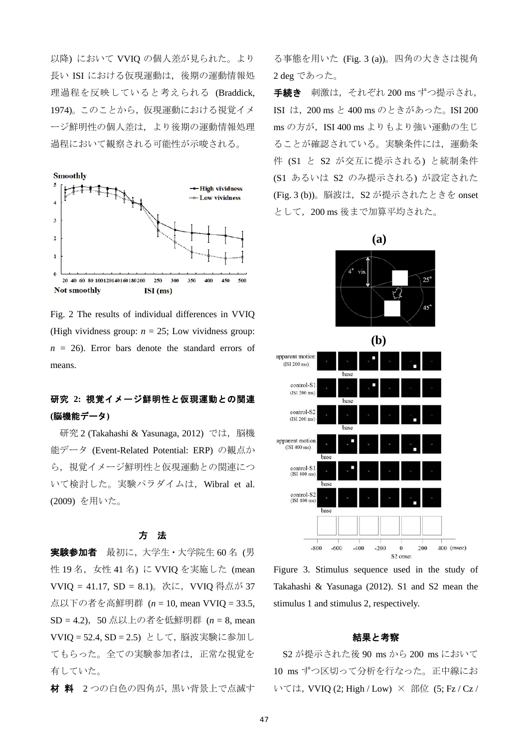以降) において VVIQ の個人差が見られた。より長い ISI における仮現運動は，後期の運動情報処理過程を反映していると考えられる (Braddick, 1974)。このことから，仮現運動における視覚イメージ鮮明性の個人差は，より後期の運動情報処理過程において観察される可能性が示唆される。

Fig. 2 The results of individual differences in VVIQ (High vividness group: $n$ = 25; Low vividness group: $n$ = 26). Error bars denote the standard errors of means.

## 研究 2: 視覚イメージ鮮明性と仮現運動との関連 (脳機能データ)

研究 2 (Takahashi & Yasunaga, 2012) では，脳機能データ (Event-Related Potential: ERP) の観点から，視覚イメージ鮮明性と仮現運動との関連について検討した。実験パラダイムは，Wibral et al. (2009) を用いた。

### 方　法

**実験参加者**　最初に，大学生・大学院生 60 名 (男性 19 名，女性 41 名) に VVIQ を実施した (mean VVIQ = 41.17, SD = 8.1)。次に，VVIQ 得点が 37 点以下の者を高鮮明群 ($n$ = 10, mean VVIQ = 33.5, SD = 4.2)，50 点以上の者を低鮮明群 ($n$ = 8, mean VVIQ = 52.4, SD = 2.5) として，脳波実験に参加してもらった。全ての実験参加者は，正常な視覚を有していた。

**材 料**　2 つの白色の四角が，黒い背景上で点滅する事態を用いた (Fig. 3 (a))。四角の大きさは視角 2 deg であった。

**手続き**　刺激は，それぞれ 200 ms ずつ提示され，ISI は，200 ms と 400 ms のときがあった。ISI 200 ms の方が，ISI 400 ms よりもより強い運動の生じることが確認されている。実験条件には，運動条件 (S1 と S2 が交互に提示される) と統制条件 (S1 あるいは S2 のみ提示される) が設定された (Fig. 3 (b))。脳波は，S2 が提示されたときを onset として，200 ms 後まで加算平均された。

Figure 3. Stimulus sequence used in the study of Takahashi & Yasunaga (2012). S1 and S2 mean the stimulus 1 and stimulus 2, respectively.

### 結果と考察

S2 が提示された後 90 ms から 200 ms において 10 ms ずつ区切って分析を行なった。正中線においては，VVIQ (2; High / Low) × 部位 (5; Fz / Cz /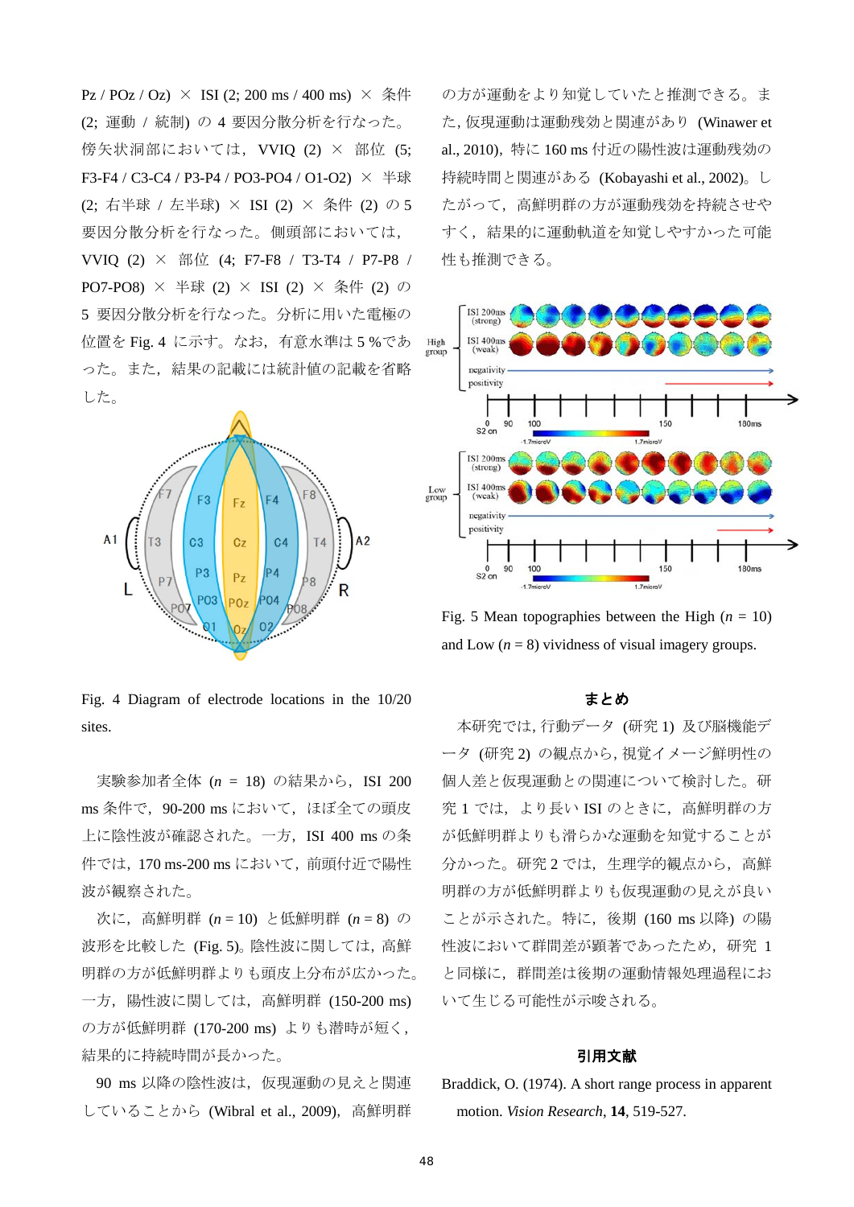Pz / POz / Oz) × ISI (2; 200 ms / 400 ms) × 条件 (2; 運動 / 統制) の 4 要因分散分析を行なった。傍矢状洞部においては，VVIQ (2) × 部位 (5; F3-F4 / C3-C4 / P3-P4 / PO3-PO4 / O1-O2) × 半球 (2; 右半球 / 左半球) × ISI (2) × 条件 (2) の 5 要因分散分析を行なった。側頭部においては，VVIQ (2) × 部位 (4; F7-F8 / T3-T4 / P7-P8 / PO7-PO8) × 半球 (2) × ISI (2) × 条件 (2) の 5 要因分散分析を行なった。分析に用いた電極の位置を Fig. 4 に示す。なお，有意水準は 5 %であった。また，結果の記載には統計値の記載を省略した。

Fig. 4 Diagram of electrode locations in the 10/20 sites.

実験参加者全体 ($n$ = 18) の結果から，ISI 200 ms 条件で，90-200 ms において，ほぼ全ての頭皮上に陰性波が確認された。一方，ISI 400 ms の条件では，170 ms-200 ms において，前頭付近で陽性波が観察された。

次に，高鮮明群 ($n$ = 10) と低鮮明群 ($n$ = 8) の波形を比較した (Fig. 5)。陰性波に関しては，高鮮明群の方が低鮮明群よりも頭皮上分布が広かった。一方，陽性波に関しては，高鮮明群 (150-200 ms) の方が低鮮明群 (170-200 ms) よりも潜時が短く，結果的に持続時間が長かった。

90 ms 以降の陰性波は，仮現運動の見えと関連していることから (Wibral et al., 2009)，高鮮明群の方が運動をより知覚していたと推測できる。また，仮現運動は運動残効と関連があり (Winawer et al., 2010)，特に 160 ms 付近の陽性波は運動残効の持続時間と関連がある (Kobayashi et al., 2002)。したがって，高鮮明群の方が運動残効を持続させやすく，結果的に運動軌道を知覚しやすかった可能性も推測できる。

Fig. 5 Mean topographies between the High ($n$ = 10) and Low ($n$ = 8) vividness of visual imagery groups.

## まとめ

本研究では，行動データ (研究 1) 及び脳機能データ (研究 2) の観点から，視覚イメージ鮮明性の個人差と仮現運動との関連について検討した。研究 1 では，より長い ISI のときに，高鮮明群の方が低鮮明群よりも滑らかな運動を知覚することが分かった。研究 2 では，生理学的観点から，高鮮明群の方が低鮮明群よりも仮現運動の見えが良いことが示された。特に，後期 (160 ms 以降) の陽性波において群間差が顕著であったため，研究 1 と同様に，群間差は後期の運動情報処理過程において生じる可能性が示唆される。

## 引用文献

Braddick, O. (1974). A short range process in apparent motion. *Vision Research*, **14**, 519-527.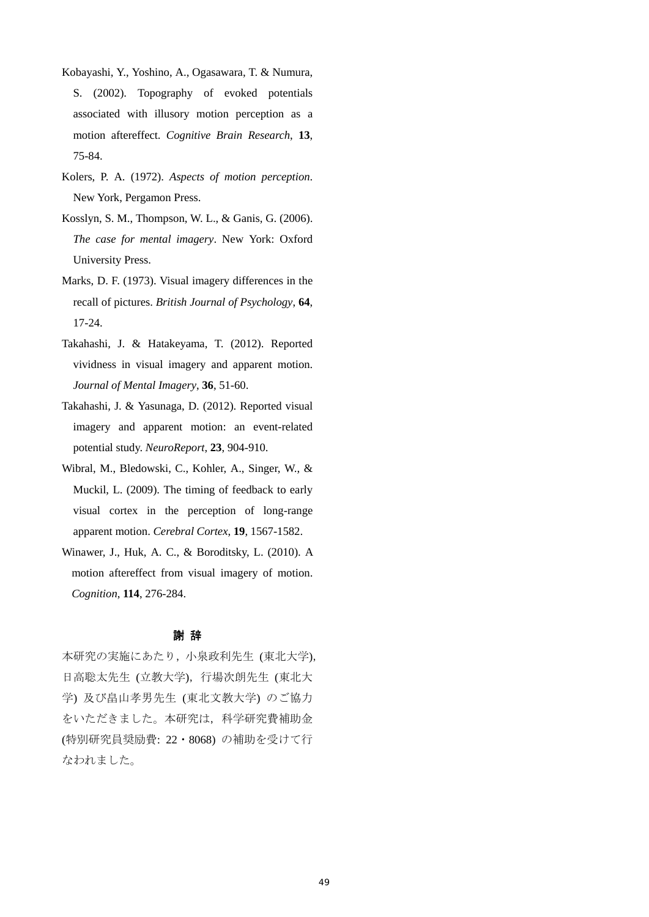Kobayashi, Y., Yoshino, A., Ogasawara, T. & Numura, S. (2002). Topography of evoked potentials associated with illusory motion perception as a motion aftereffect. *Cognitive Brain Research*, **13**, 75-84.

Kolers, P. A. (1972). *Aspects of motion perception*. New York, Pergamon Press.

Kosslyn, S. M., Thompson, W. L., & Ganis, G. (2006). *The case for mental imagery*. New York: Oxford University Press.

Marks, D. F. (1973). Visual imagery differences in the recall of pictures. *British Journal of Psychology*, **64**, 17-24.

Takahashi, J. & Hatakeyama, T. (2012). Reported vividness in visual imagery and apparent motion. *Journal of Mental Imagery*, **36**, 51-60.

Takahashi, J. & Yasunaga, D. (2012). Reported visual imagery and apparent motion: an event-related potential study. *NeuroReport*, **23**, 904-910.

Wibral, M., Bledowski, C., Kohler, A., Singer, W., & Muckil, L. (2009). The timing of feedback to early visual cortex in the perception of long-range apparent motion. *Cerebral Cortex*, **19**, 1567-1582.

Winawer, J., Huk, A. C., & Boroditsky, L. (2010). A motion aftereffect from visual imagery of motion. *Cognition*, **114**, 276-284.

## 謝 辞

本研究の実施にあたり，小泉政利先生 (東北大学), 日高聡太先生 (立教大学), 行場次朗先生 (東北大学) 及び畠山孝男先生 (東北文教大学) のご協力をいただきました。本研究は，科学研究費補助金 (特別研究員奨励費: 22・8068) の補助を受けて行なわれました。